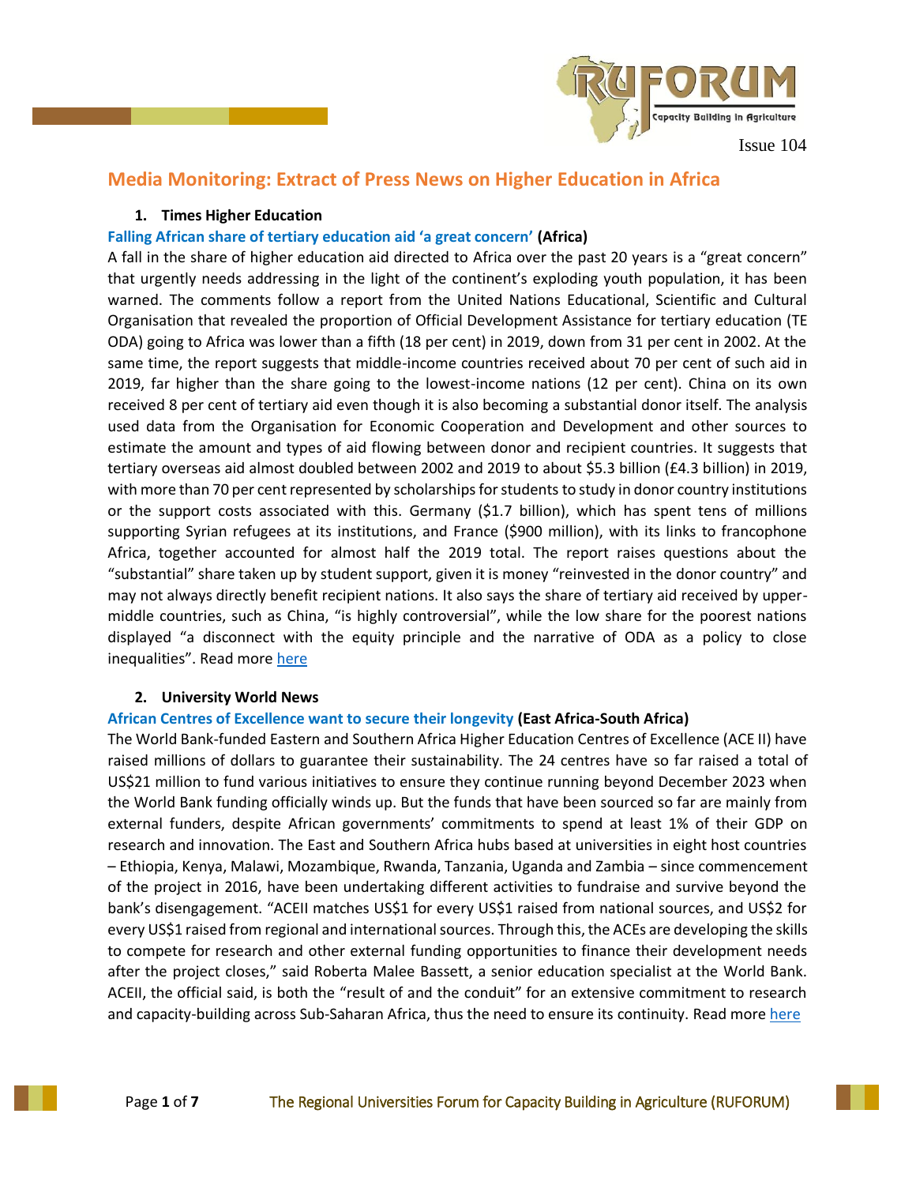Issue 104

# Media Monitoring: Extract of Press News on Higher Education in Africa

## 1. Times Higher Education

**Falling African share of tertiary education aid 'a great concern' (Africa)**

A fall in the share of higher education aid directed to Africa over the past 20 years is a "great concern" that urgently needs addressing in the light of the continent's exploding youth population, it has been warned. The comments follow a report from the United Nations Educational, Scientific and Cultural Organisation that revealed the proportion of Official Development Assistance for tertiary education (TE ODA) going to Africa was lower than a fifth (18 per cent) in 2019, down from 31 per cent in 2002. At the same time, the report suggests that middle-income countries received about 70 per cent of such aid in 2019, far higher than the share going to the lowest-income nations (12 per cent). China on its own received 8 per cent of tertiary aid even though it is also becoming a substantial donor itself. The analysis used data from the Organisation for Economic Cooperation and Development and other sources to estimate the amount and types of aid flowing between donor and recipient countries. It suggests that tertiary overseas aid almost doubled between 2002 and 2019 to about $5.3 billion (£4.3 billion) in 2019, with more than 70 per cent represented by scholarships for students to study in donor country institutions or the support costs associated with this. Germany ($1.7 billion), which has spent tens of millions supporting Syrian refugees at its institutions, and France ($900 million), with its links to francophone Africa, together accounted for almost half the 2019 total. The report raises questions about the "substantial" share taken up by student support, given it is money "reinvested in the donor country" and may not always directly benefit recipient nations. It also says the share of tertiary aid received by upper-middle countries, such as China, "is highly controversial", while the low share for the poorest nations displayed "a disconnect with the equity principle and the narrative of ODA as a policy to close inequalities". Read more here

## 2. University World News

**African Centres of Excellence want to secure their longevity (East Africa-South Africa)**

The World Bank-funded Eastern and Southern Africa Higher Education Centres of Excellence (ACE II) have raised millions of dollars to guarantee their sustainability. The 24 centres have so far raised a total of US$21 million to fund various initiatives to ensure they continue running beyond December 2023 when the World Bank funding officially winds up. But the funds that have been sourced so far are mainly from external funders, despite African governments' commitments to spend at least 1% of their GDP on research and innovation. The East and Southern Africa hubs based at universities in eight host countries – Ethiopia, Kenya, Malawi, Mozambique, Rwanda, Tanzania, Uganda and Zambia – since commencement of the project in 2016, have been undertaking different activities to fundraise and survive beyond the bank's disengagement. "ACEII matches US$1 for every US$1 raised from national sources, and US$2 for every US$1 raised from regional and international sources. Through this, the ACEs are developing the skills to compete for research and other external funding opportunities to finance their development needs after the project closes," said Roberta Malee Bassett, a senior education specialist at the World Bank. ACEII, the official said, is both the "result of and the conduit" for an extensive commitment to research and capacity-building across Sub-Saharan Africa, thus the need to ensure its continuity. Read more here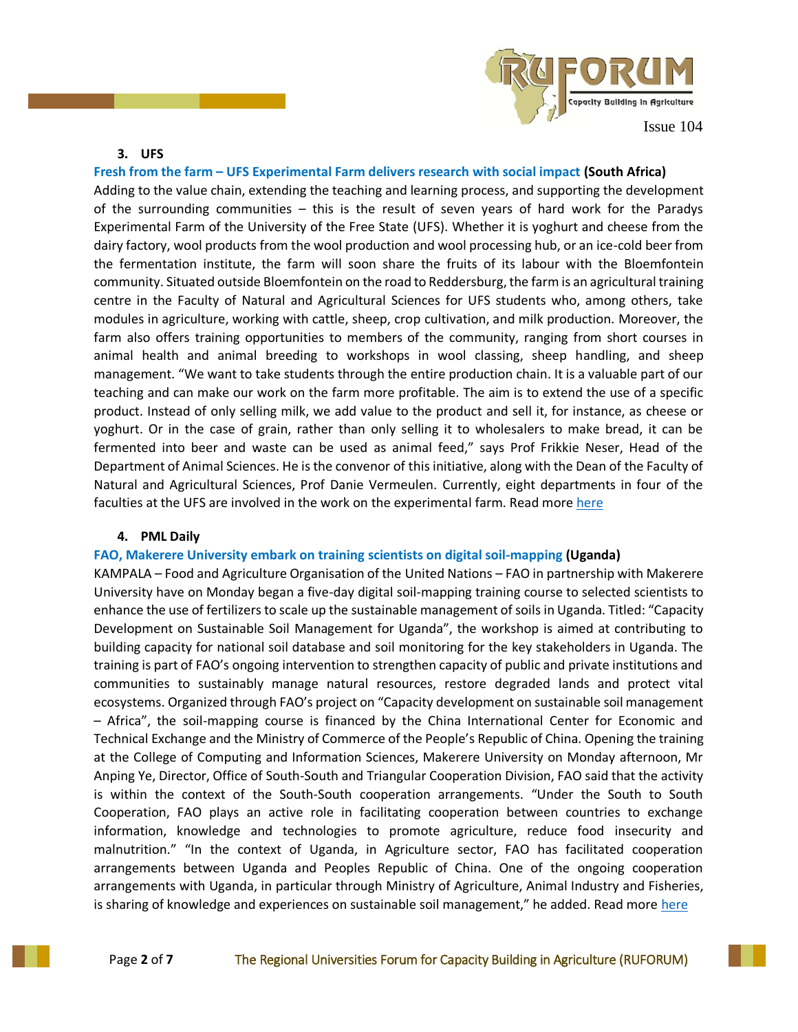### 3. UFS

**Fresh from the farm – UFS Experimental Farm delivers research with social impact (South Africa)**

Adding to the value chain, extending the teaching and learning process, and supporting the development of the surrounding communities – this is the result of seven years of hard work for the Paradys Experimental Farm of the University of the Free State (UFS). Whether it is yoghurt and cheese from the dairy factory, wool products from the wool production and wool processing hub, or an ice-cold beer from the fermentation institute, the farm will soon share the fruits of its labour with the Bloemfontein community. Situated outside Bloemfontein on the road to Reddersburg, the farm is an agricultural training centre in the Faculty of Natural and Agricultural Sciences for UFS students who, among others, take modules in agriculture, working with cattle, sheep, crop cultivation, and milk production. Moreover, the farm also offers training opportunities to members of the community, ranging from short courses in animal health and animal breeding to workshops in wool classing, sheep handling, and sheep management. "We want to take students through the entire production chain. It is a valuable part of our teaching and can make our work on the farm more profitable. The aim is to extend the use of a specific product. Instead of only selling milk, we add value to the product and sell it, for instance, as cheese or yoghurt. Or in the case of grain, rather than only selling it to wholesalers to make bread, it can be fermented into beer and waste can be used as animal feed," says Prof Frikkie Neser, Head of the Department of Animal Sciences. He is the convenor of this initiative, along with the Dean of the Faculty of Natural and Agricultural Sciences, Prof Danie Vermeulen. Currently, eight departments in four of the faculties at the UFS are involved in the work on the experimental farm. Read more here

### 4. PML Daily

**FAO, Makerere University embark on training scientists on digital soil-mapping (Uganda)**

KAMPALA – Food and Agriculture Organisation of the United Nations – FAO in partnership with Makerere University have on Monday began a five-day digital soil-mapping training course to selected scientists to enhance the use of fertilizers to scale up the sustainable management of soils in Uganda. Titled: "Capacity Development on Sustainable Soil Management for Uganda", the workshop is aimed at contributing to building capacity for national soil database and soil monitoring for the key stakeholders in Uganda. The training is part of FAO's ongoing intervention to strengthen capacity of public and private institutions and communities to sustainably manage natural resources, restore degraded lands and protect vital ecosystems. Organized through FAO's project on "Capacity development on sustainable soil management – Africa", the soil-mapping course is financed by the China International Center for Economic and Technical Exchange and the Ministry of Commerce of the People's Republic of China. Opening the training at the College of Computing and Information Sciences, Makerere University on Monday afternoon, Mr Anping Ye, Director, Office of South-South and Triangular Cooperation Division, FAO said that the activity is within the context of the South-South cooperation arrangements. "Under the South to South Cooperation, FAO plays an active role in facilitating cooperation between countries to exchange information, knowledge and technologies to promote agriculture, reduce food insecurity and malnutrition." "In the context of Uganda, in Agriculture sector, FAO has facilitated cooperation arrangements between Uganda and Peoples Republic of China. One of the ongoing cooperation arrangements with Uganda, in particular through Ministry of Agriculture, Animal Industry and Fisheries, is sharing of knowledge and experiences on sustainable soil management," he added. Read more here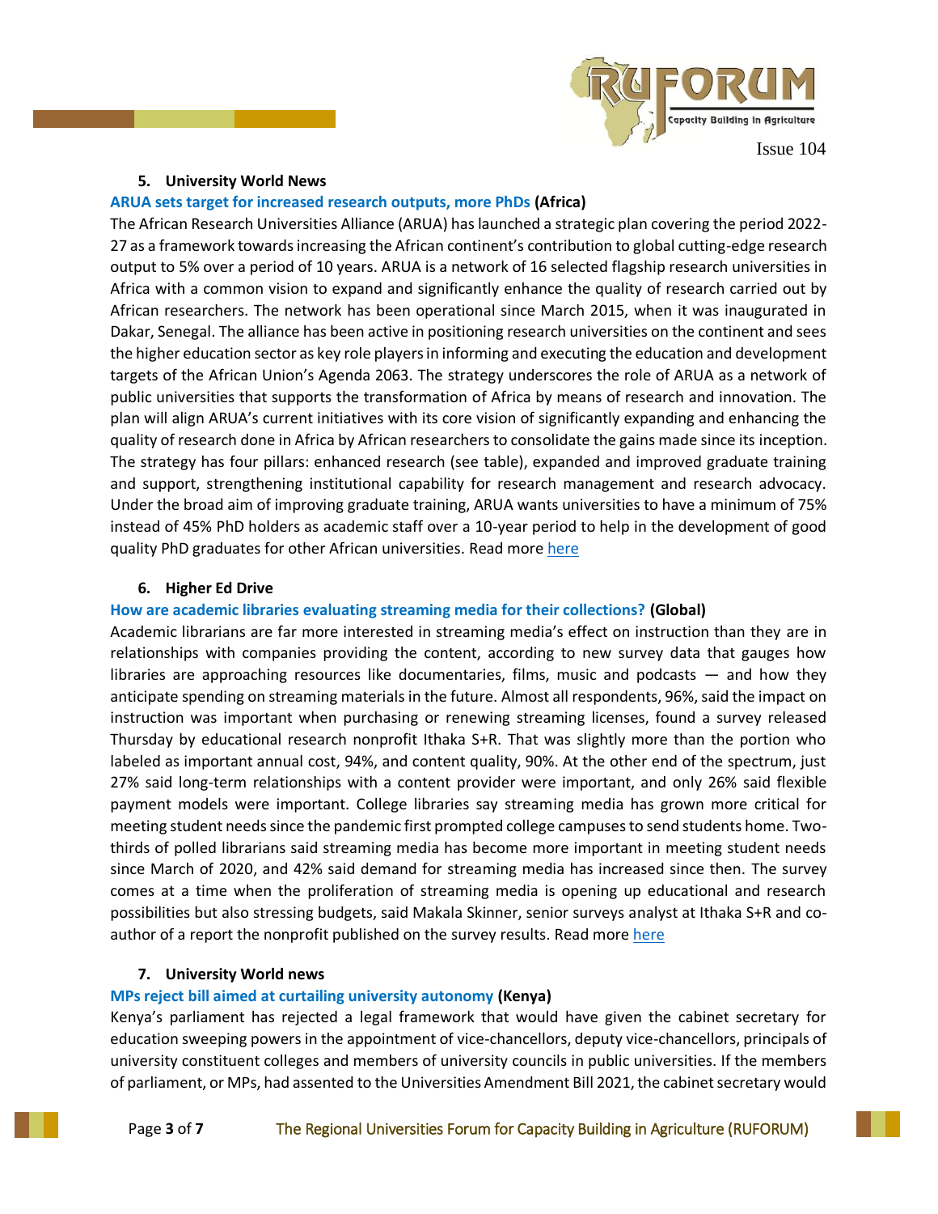5. **University World News**

**ARUA sets target for increased research outputs, more PhDs (Africa)**

The African Research Universities Alliance (ARUA) has launched a strategic plan covering the period 2022-27 as a framework towards increasing the African continent's contribution to global cutting-edge research output to 5% over a period of 10 years. ARUA is a network of 16 selected flagship research universities in Africa with a common vision to expand and significantly enhance the quality of research carried out by African researchers. The network has been operational since March 2015, when it was inaugurated in Dakar, Senegal. The alliance has been active in positioning research universities on the continent and sees the higher education sector as key role players in informing and executing the education and development targets of the African Union's Agenda 2063. The strategy underscores the role of ARUA as a network of public universities that supports the transformation of Africa by means of research and innovation. The plan will align ARUA's current initiatives with its core vision of significantly expanding and enhancing the quality of research done in Africa by African researchers to consolidate the gains made since its inception. The strategy has four pillars: enhanced research (see table), expanded and improved graduate training and support, strengthening institutional capability for research management and research advocacy. Under the broad aim of improving graduate training, ARUA wants universities to have a minimum of 75% instead of 45% PhD holders as academic staff over a 10-year period to help in the development of good quality PhD graduates for other African universities. Read more here

6. **Higher Ed Drive**

**How are academic libraries evaluating streaming media for their collections? (Global)**

Academic librarians are far more interested in streaming media's effect on instruction than they are in relationships with companies providing the content, according to new survey data that gauges how libraries are approaching resources like documentaries, films, music and podcasts — and how they anticipate spending on streaming materials in the future. Almost all respondents, 96%, said the impact on instruction was important when purchasing or renewing streaming licenses, found a survey released Thursday by educational research nonprofit Ithaka S+R. That was slightly more than the portion who labeled as important annual cost, 94%, and content quality, 90%. At the other end of the spectrum, just 27% said long-term relationships with a content provider were important, and only 26% said flexible payment models were important. College libraries say streaming media has grown more critical for meeting student needs since the pandemic first prompted college campuses to send students home. Two-thirds of polled librarians said streaming media has become more important in meeting student needs since March of 2020, and 42% said demand for streaming media has increased since then. The survey comes at a time when the proliferation of streaming media is opening up educational and research possibilities but also stressing budgets, said Makala Skinner, senior surveys analyst at Ithaka S+R and co-author of a report the nonprofit published on the survey results. Read more here

7. **University World news**

**MPs reject bill aimed at curtailing university autonomy (Kenya)**

Kenya's parliament has rejected a legal framework that would have given the cabinet secretary for education sweeping powers in the appointment of vice-chancellors, deputy vice-chancellors, principals of university constituent colleges and members of university councils in public universities. If the members of parliament, or MPs, had assented to the Universities Amendment Bill 2021, the cabinet secretary would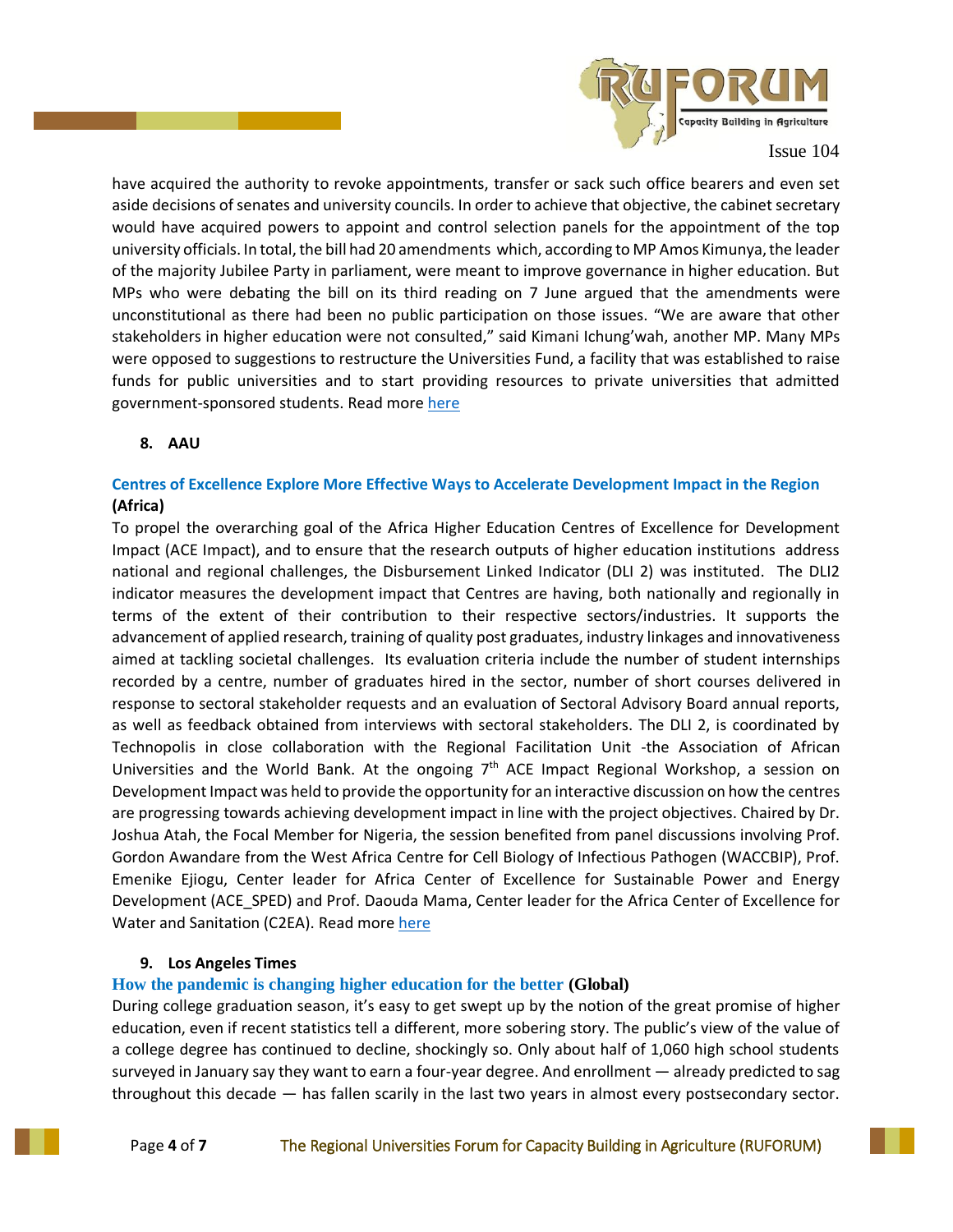have acquired the authority to revoke appointments, transfer or sack such office bearers and even set aside decisions of senates and university councils. In order to achieve that objective, the cabinet secretary would have acquired powers to appoint and control selection panels for the appointment of the top university officials. In total, the bill had 20 amendments which, according to MP Amos Kimunya, the leader of the majority Jubilee Party in parliament, were meant to improve governance in higher education. But MPs who were debating the bill on its third reading on 7 June argued that the amendments were unconstitutional as there had been no public participation on those issues. "We are aware that other stakeholders in higher education were not consulted," said Kimani Ichung'wah, another MP. Many MPs were opposed to suggestions to restructure the Universities Fund, a facility that was established to raise funds for public universities and to start providing resources to private universities that admitted government-sponsored students. Read more here

**8. AAU**

**Centres of Excellence Explore More Effective Ways to Accelerate Development Impact in the Region (Africa)**

To propel the overarching goal of the Africa Higher Education Centres of Excellence for Development Impact (ACE Impact), and to ensure that the research outputs of higher education institutions address national and regional challenges, the Disbursement Linked Indicator (DLI 2) was instituted. The DLI2 indicator measures the development impact that Centres are having, both nationally and regionally in terms of the extent of their contribution to their respective sectors/industries. It supports the advancement of applied research, training of quality post graduates, industry linkages and innovativeness aimed at tackling societal challenges. Its evaluation criteria include the number of student internships recorded by a centre, number of graduates hired in the sector, number of short courses delivered in response to sectoral stakeholder requests and an evaluation of Sectoral Advisory Board annual reports, as well as feedback obtained from interviews with sectoral stakeholders. The DLI 2, is coordinated by Technopolis in close collaboration with the Regional Facilitation Unit -the Association of African Universities and the World Bank. At the ongoing 7th ACE Impact Regional Workshop, a session on Development Impact was held to provide the opportunity for an interactive discussion on how the centres are progressing towards achieving development impact in line with the project objectives. Chaired by Dr. Joshua Atah, the Focal Member for Nigeria, the session benefited from panel discussions involving Prof. Gordon Awandare from the West Africa Centre for Cell Biology of Infectious Pathogen (WACCBIP), Prof. Emenike Ejiogu, Center leader for Africa Center of Excellence for Sustainable Power and Energy Development (ACE_SPED) and Prof. Daouda Mama, Center leader for the Africa Center of Excellence for Water and Sanitation (C2EA). Read more here

**9. Los Angeles Times**

**How the pandemic is changing higher education for the better (Global)**

During college graduation season, it's easy to get swept up by the notion of the great promise of higher education, even if recent statistics tell a different, more sobering story. The public's view of the value of a college degree has continued to decline, shockingly so. Only about half of 1,060 high school students surveyed in January say they want to earn a four-year degree. And enrollment — already predicted to sag throughout this decade — has fallen scarily in the last two years in almost every postsecondary sector.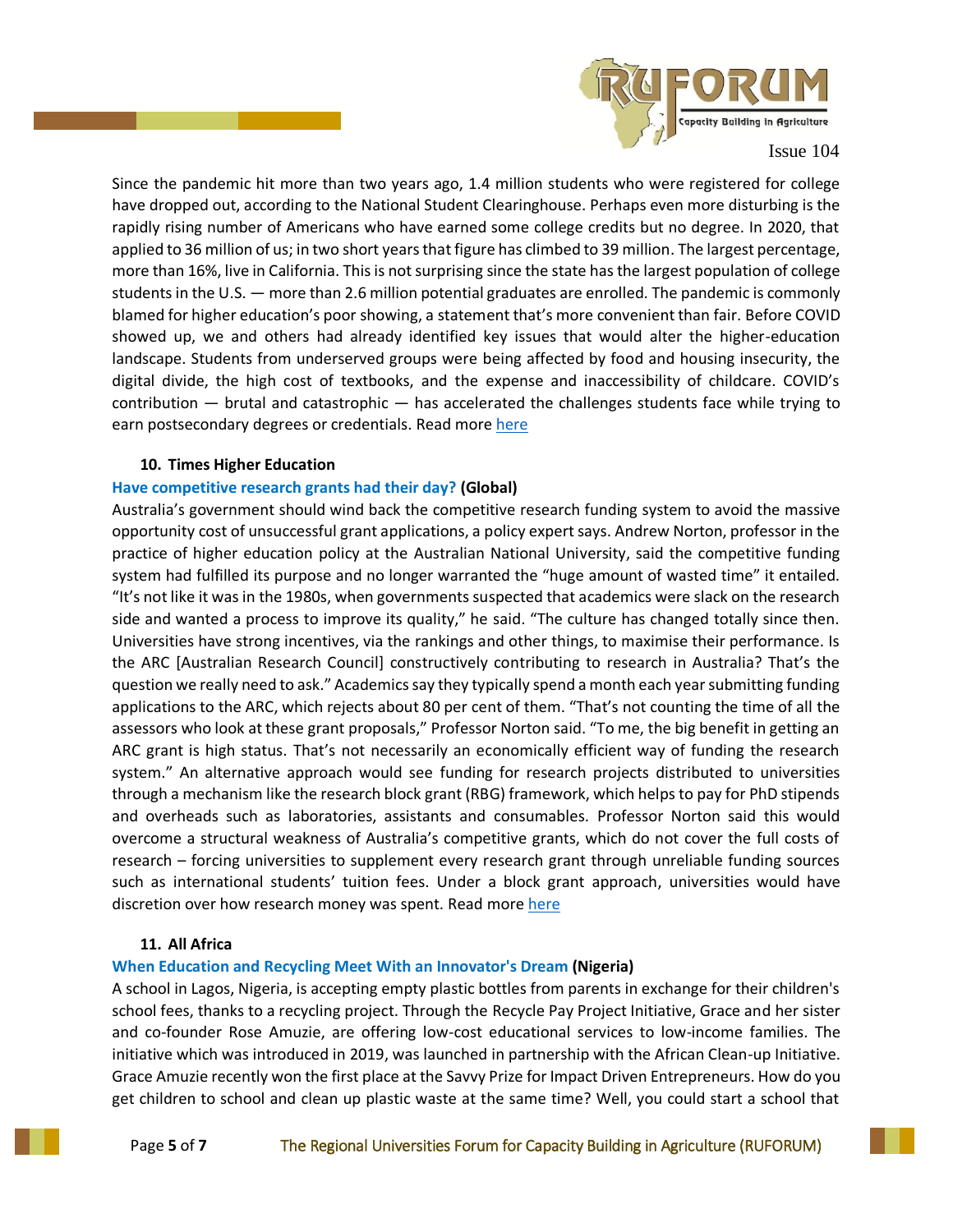Since the pandemic hit more than two years ago, 1.4 million students who were registered for college have dropped out, according to the National Student Clearinghouse. Perhaps even more disturbing is the rapidly rising number of Americans who have earned some college credits but no degree. In 2020, that applied to 36 million of us; in two short years that figure has climbed to 39 million. The largest percentage, more than 16%, live in California. This is not surprising since the state has the largest population of college students in the U.S. — more than 2.6 million potential graduates are enrolled. The pandemic is commonly blamed for higher education's poor showing, a statement that's more convenient than fair. Before COVID showed up, we and others had already identified key issues that would alter the higher-education landscape. Students from underserved groups were being affected by food and housing insecurity, the digital divide, the high cost of textbooks, and the expense and inaccessibility of childcare. COVID's contribution — brutal and catastrophic — has accelerated the challenges students face while trying to earn postsecondary degrees or credentials. Read more here

10. **Times Higher Education**

**Have competitive research grants had their day? (Global)**

Australia's government should wind back the competitive research funding system to avoid the massive opportunity cost of unsuccessful grant applications, a policy expert says. Andrew Norton, professor in the practice of higher education policy at the Australian National University, said the competitive funding system had fulfilled its purpose and no longer warranted the "huge amount of wasted time" it entailed. "It's not like it was in the 1980s, when governments suspected that academics were slack on the research side and wanted a process to improve its quality," he said. "The culture has changed totally since then. Universities have strong incentives, via the rankings and other things, to maximise their performance. Is the ARC [Australian Research Council] constructively contributing to research in Australia? That's the question we really need to ask." Academics say they typically spend a month each year submitting funding applications to the ARC, which rejects about 80 per cent of them. "That's not counting the time of all the assessors who look at these grant proposals," Professor Norton said. "To me, the big benefit in getting an ARC grant is high status. That's not necessarily an economically efficient way of funding the research system." An alternative approach would see funding for research projects distributed to universities through a mechanism like the research block grant (RBG) framework, which helps to pay for PhD stipends and overheads such as laboratories, assistants and consumables. Professor Norton said this would overcome a structural weakness of Australia's competitive grants, which do not cover the full costs of research – forcing universities to supplement every research grant through unreliable funding sources such as international students' tuition fees. Under a block grant approach, universities would have discretion over how research money was spent. Read more here

11. **All Africa**

**When Education and Recycling Meet With an Innovator's Dream (Nigeria)**

A school in Lagos, Nigeria, is accepting empty plastic bottles from parents in exchange for their children's school fees, thanks to a recycling project. Through the Recycle Pay Project Initiative, Grace and her sister and co-founder Rose Amuzie, are offering low-cost educational services to low-income families. The initiative which was introduced in 2019, was launched in partnership with the African Clean-up Initiative. Grace Amuzie recently won the first place at the Savvy Prize for Impact Driven Entrepreneurs. How do you get children to school and clean up plastic waste at the same time? Well, you could start a school that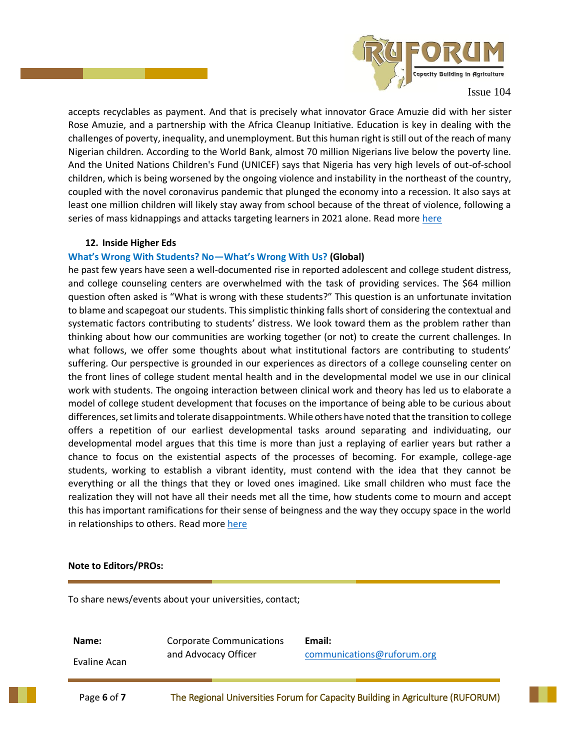accepts recyclables as payment. And that is precisely what innovator Grace Amuzie did with her sister Rose Amuzie, and a partnership with the Africa Cleanup Initiative. Education is key in dealing with the challenges of poverty, inequality, and unemployment. But this human right is still out of the reach of many Nigerian children. According to the World Bank, almost 70 million Nigerians live below the poverty line. And the United Nations Children's Fund (UNICEF) says that Nigeria has very high levels of out-of-school children, which is being worsened by the ongoing violence and instability in the northeast of the country, coupled with the novel coronavirus pandemic that plunged the economy into a recession. It also says at least one million children will likely stay away from school because of the threat of violence, following a series of mass kidnappings and attacks targeting learners in 2021 alone. Read more here

**12. Inside Higher Eds**

**What's Wrong With Students? No—What's Wrong With Us? (Global)**

he past few years have seen a well-documented rise in reported adolescent and college student distress, and college counseling centers are overwhelmed with the task of providing services. The $64 million question often asked is "What is wrong with these students?" This question is an unfortunate invitation to blame and scapegoat our students. This simplistic thinking falls short of considering the contextual and systematic factors contributing to students' distress. We look toward them as the problem rather than thinking about how our communities are working together (or not) to create the current challenges. In what follows, we offer some thoughts about what institutional factors are contributing to students' suffering. Our perspective is grounded in our experiences as directors of a college counseling center on the front lines of college student mental health and in the developmental model we use in our clinical work with students. The ongoing interaction between clinical work and theory has led us to elaborate a model of college student development that focuses on the importance of being able to be curious about differences, set limits and tolerate disappointments. While others have noted that the transition to college offers a repetition of our earliest developmental tasks around separating and individuating, our developmental model argues that this time is more than just a replaying of earlier years but rather a chance to focus on the existential aspects of the processes of becoming. For example, college-age students, working to establish a vibrant identity, must contend with the idea that they cannot be everything or all the things that they or loved ones imagined. Like small children who must face the realization they will not have all their needs met all the time, how students come to mourn and accept this has important ramifications for their sense of beingness and the way they occupy space in the world in relationships to others. Read more here

**Note to Editors/PROs:**

To share news/events about your universities, contact;

| **Name:** | Corporate Communications and Advocacy Officer | **Email:** |
|---|---|---|
| Evaline Acan | | communications@ruforum.org |